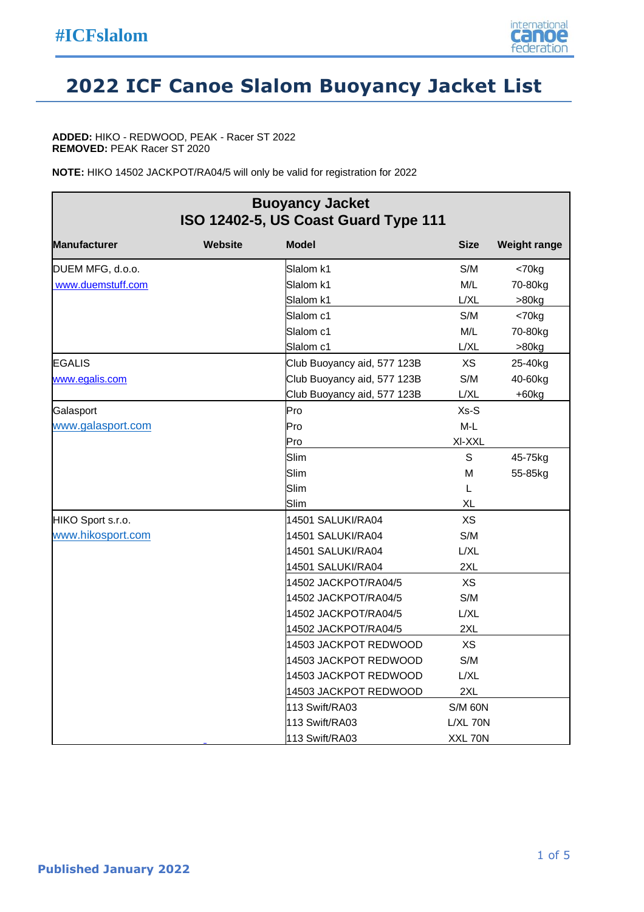# 2022 ICF Canoe Slalom Buoyancy Jacket List

**ADDED:** HIKO - REDWOOD, PEAK - Racer ST 2022
**REMOVED:** PEAK Racer ST 2020

**NOTE:** HIKO 14502 JACKPOT/RA04/5 will only be valid for registration for 2022

| Buoyancy Jacket ISO 12402-5, US Coast Guard Type 111 | | | | |
|---|---|---|---|---|
| **Manufacturer** | **Website** | **Model** | **Size** | **Weight range** |
| DUEM MFG, d.o.o. | | Slalom k1 | S/M | <70kg |
| www.duemstuff.com | | Slalom k1 | M/L | 70-80kg |
| | | Slalom k1 | L/XL | >80kg |
| | | Slalom c1 | S/M | <70kg |
| | | Slalom c1 | M/L | 70-80kg |
| | | Slalom c1 | L/XL | >80kg |
| EGALIS | | Club Buoyancy aid, 577 123B | XS | 25-40kg |
| www.egalis.com | | Club Buoyancy aid, 577 123B | S/M | 40-60kg |
| | | Club Buoyancy aid, 577 123B | L/XL | +60kg |
| Galasport | | Pro | Xs-S | |
| www.galasport.com | | Pro | M-L | |
| | | Pro | Xl-XXL | |
| | | Slim | S | 45-75kg |
| | | Slim | M | 55-85kg |
| | | Slim | L | |
| | | Slim | XL | |
| HIKO Sport s.r.o. | | 14501 SALUKI/RA04 | XS | |
| www.hikosport.com | | 14501 SALUKI/RA04 | S/M | |
| | | 14501 SALUKI/RA04 | L/XL | |
| | | 14501 SALUKI/RA04 | 2XL | |
| | | 14502 JACKPOT/RA04/5 | XS | |
| | | 14502 JACKPOT/RA04/5 | S/M | |
| | | 14502 JACKPOT/RA04/5 | L/XL | |
| | | 14502 JACKPOT/RA04/5 | 2XL | |
| | | 14503 JACKPOT REDWOOD | XS | |
| | | 14503 JACKPOT REDWOOD | S/M | |
| | | 14503 JACKPOT REDWOOD | L/XL | |
| | | 14503 JACKPOT REDWOOD | 2XL | |
| | | 113 Swift/RA03 | S/M 60N | |
| | | 113 Swift/RA03 | L/XL 70N | |
| | | 113 Swift/RA03 | XXL 70N | |

**Published January 2022**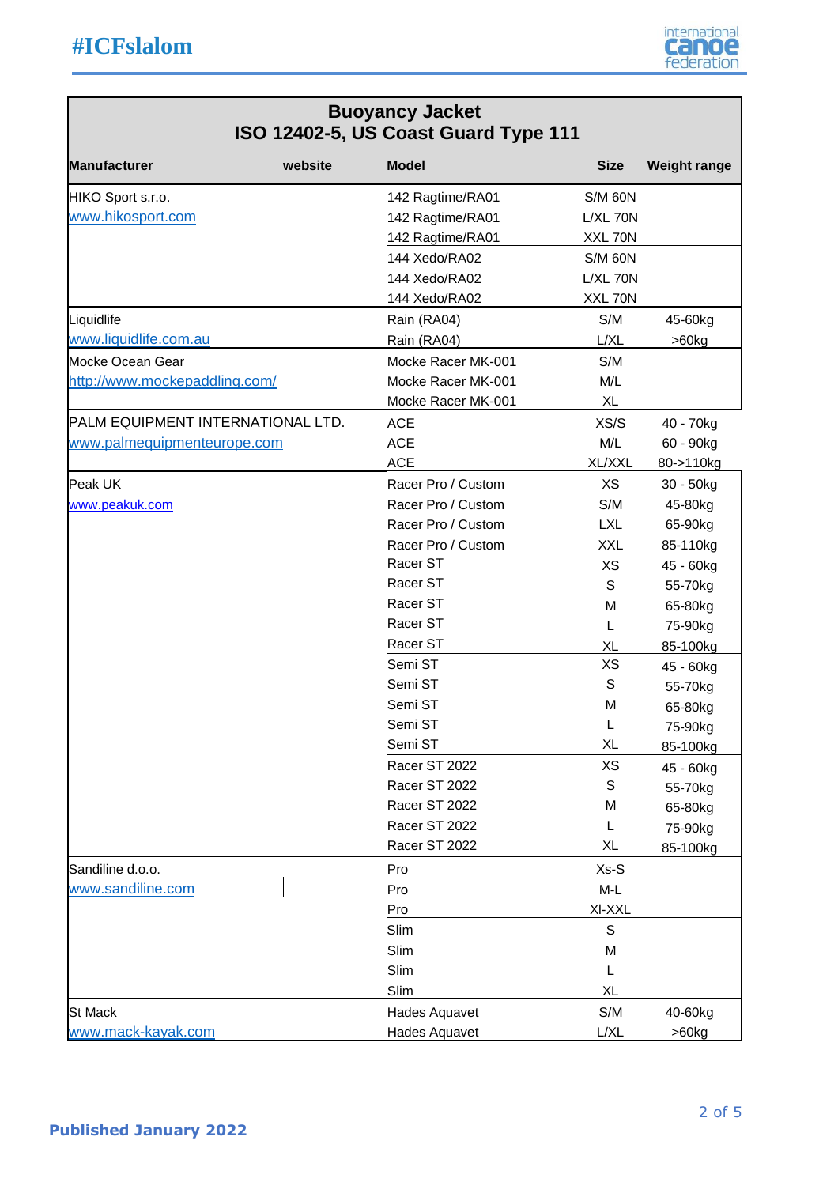## Buoyancy Jacket
## ISO 12402-5, US Coast Guard Type 111

| Manufacturer | website | Model | Size | Weight range |
|---|---|---|---|---|
| HIKO Sport s.r.o. | | 142 Ragtime/RA01 | S/M 60N | |
| www.hikosport.com | | 142 Ragtime/RA01 | L/XL 70N | |
| | | 142 Ragtime/RA01 | XXL 70N | |
| | | 144 Xedo/RA02 | S/M 60N | |
| | | 144 Xedo/RA02 | L/XL 70N | |
| | | 144 Xedo/RA02 | XXL 70N | |
| Liquidlife | | Rain (RA04) | S/M | 45-60kg |
| www.liquidlife.com.au | | Rain (RA04) | L/XL | >60kg |
| Mocke Ocean Gear | | Mocke Racer MK-001 | S/M | |
| http://www.mockepaddling.com/ | | Mocke Racer MK-001 | M/L | |
| | | Mocke Racer MK-001 | XL | |
| PALM EQUIPMENT INTERNATIONAL LTD. | | ACE | XS/S | 40 - 70kg |
| www.palmequipmenteurope.com | | ACE | M/L | 60 - 90kg |
| | | ACE | XL/XXL | 80->110kg |
| Peak UK | | Racer Pro / Custom | XS | 30 - 50kg |
| www.peakuk.com | | Racer Pro / Custom | S/M | 45-80kg |
| | | Racer Pro / Custom | LXL | 65-90kg |
| | | Racer Pro / Custom | XXL | 85-110kg |
| | | Racer ST | XS | 45 - 60kg |
| | | Racer ST | S | 55-70kg |
| | | Racer ST | M | 65-80kg |
| | | Racer ST | L | 75-90kg |
| | | Racer ST | XL | 85-100kg |
| | | Semi ST | XS | 45 - 60kg |
| | | Semi ST | S | 55-70kg |
| | | Semi ST | M | 65-80kg |
| | | Semi ST | L | 75-90kg |
| | | Semi ST | XL | 85-100kg |
| | | Racer ST 2022 | XS | 45 - 60kg |
| | | Racer ST 2022 | S | 55-70kg |
| | | Racer ST 2022 | M | 65-80kg |
| | | Racer ST 2022 | L | 75-90kg |
| | | Racer ST 2022 | XL | 85-100kg |
| Sandiline d.o.o. | | Pro | Xs-S | |
| www.sandiline.com | | Pro | M-L | |
| | | Pro | Xl-XXL | |
| | | Slim | S | |
| | | Slim | M | |
| | | Slim | L | |
| | | Slim | XL | |
| St Mack | | Hades Aquavet | S/M | 40-60kg |
| www.mack-kayak.com | | Hades Aquavet | L/XL | >60kg |

Published January 2022